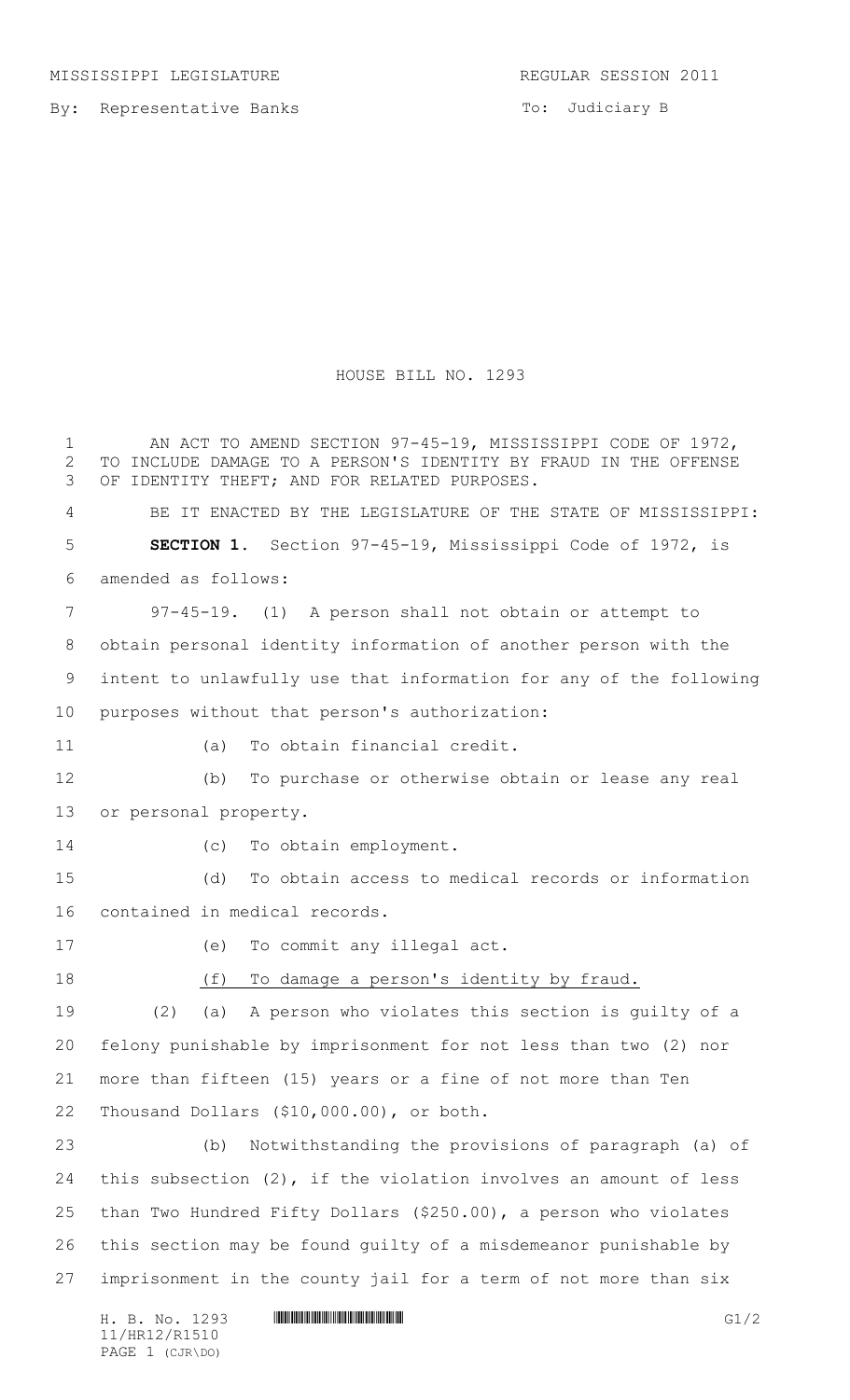MISSISSIPPI LEGISLATURE REGULAR SESSION 2011

By: Representative Banks

To: Judiciary B

# HOUSE BILL NO. 1293

AN ACT TO AMEND SECTION 97-45-19, MISSISSIPPI CODE OF 1972, TO INCLUDE DAMAGE TO A PERSON'S IDENTITY BY FRAUD IN THE OFFENSE OF IDENTITY THEFT; AND FOR RELATED PURPOSES.

BE IT ENACTED BY THE LEGISLATURE OF THE STATE OF MISSISSIPPI:

**SECTION 1.** Section 97-45-19, Mississippi Code of 1972, is amended as follows:

97-45-19. (1) A person shall not obtain or attempt to obtain personal identity information of another person with the intent to unlawfully use that information for any of the following purposes without that person's authorization:

(a) To obtain financial credit.

(b) To purchase or otherwise obtain or lease any real or personal property.

(c) To obtain employment.

(d) To obtain access to medical records or information contained in medical records.

(e) To commit any illegal act.

(f) To damage a person's identity by fraud.

(2) (a) A person who violates this section is guilty of a felony punishable by imprisonment for not less than two (2) nor more than fifteen (15) years or a fine of not more than Ten Thousand Dollars ($10,000.00), or both.

(b) Notwithstanding the provisions of paragraph (a) of this subsection (2), if the violation involves an amount of less than Two Hundred Fifty Dollars ($250.00), a person who violates this section may be found guilty of a misdemeanor punishable by imprisonment in the county jail for a term of not more than six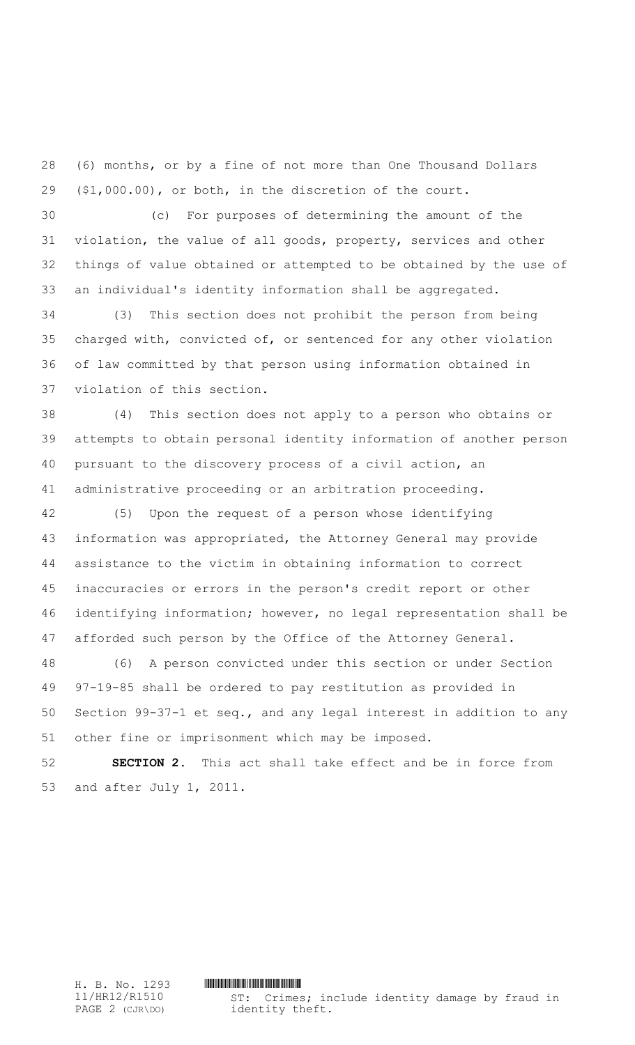(6) months, or by a fine of not more than One Thousand Dollars ($1,000.00), or both, in the discretion of the court.

(c) For purposes of determining the amount of the violation, the value of all goods, property, services and other things of value obtained or attempted to be obtained by the use of an individual's identity information shall be aggregated.

(3) This section does not prohibit the person from being charged with, convicted of, or sentenced for any other violation of law committed by that person using information obtained in violation of this section.

(4) This section does not apply to a person who obtains or attempts to obtain personal identity information of another person pursuant to the discovery process of a civil action, an administrative proceeding or an arbitration proceeding.

(5) Upon the request of a person whose identifying information was appropriated, the Attorney General may provide assistance to the victim in obtaining information to correct inaccuracies or errors in the person's credit report or other identifying information; however, no legal representation shall be afforded such person by the Office of the Attorney General.

(6) A person convicted under this section or under Section 97-19-85 shall be ordered to pay restitution as provided in Section 99-37-1 et seq., and any legal interest in addition to any other fine or imprisonment which may be imposed.

**SECTION 2.** This act shall take effect and be in force from and after July 1, 2011.

ST: Crimes; include identity damage by fraud in identity theft.